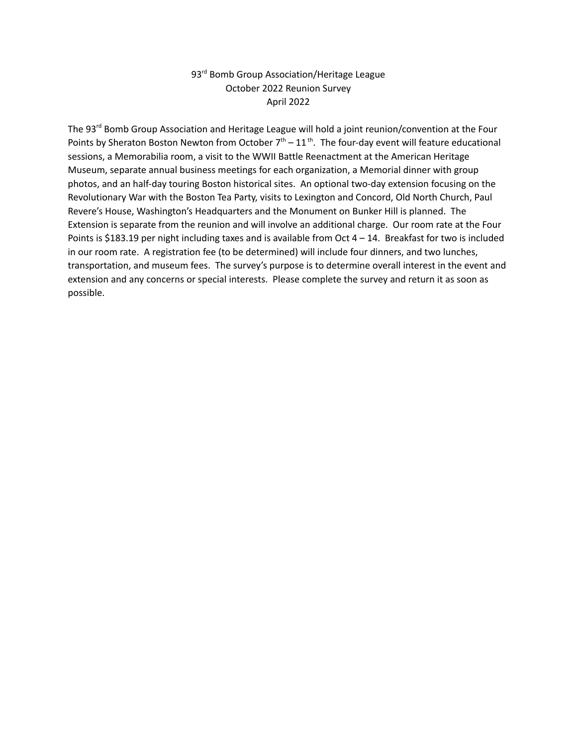# 93rd Bomb Group Association/Heritage League
## October 2022 Reunion Survey
## April 2022

The 93rd Bomb Group Association and Heritage League will hold a joint reunion/convention at the Four Points by Sheraton Boston Newton from October 7th – 11th. The four-day event will feature educational sessions, a Memorabilia room, a visit to the WWII Battle Reenactment at the American Heritage Museum, separate annual business meetings for each organization, a Memorial dinner with group photos, and an half-day touring Boston historical sites. An optional two-day extension focusing on the Revolutionary War with the Boston Tea Party, visits to Lexington and Concord, Old North Church, Paul Revere's House, Washington's Headquarters and the Monument on Bunker Hill is planned. The Extension is separate from the reunion and will involve an additional charge. Our room rate at the Four Points is $183.19 per night including taxes and is available from Oct 4 – 14. Breakfast for two is included in our room rate. A registration fee (to be determined) will include four dinners, and two lunches, transportation, and museum fees. The survey's purpose is to determine overall interest in the event and extension and any concerns or special interests. Please complete the survey and return it as soon as possible.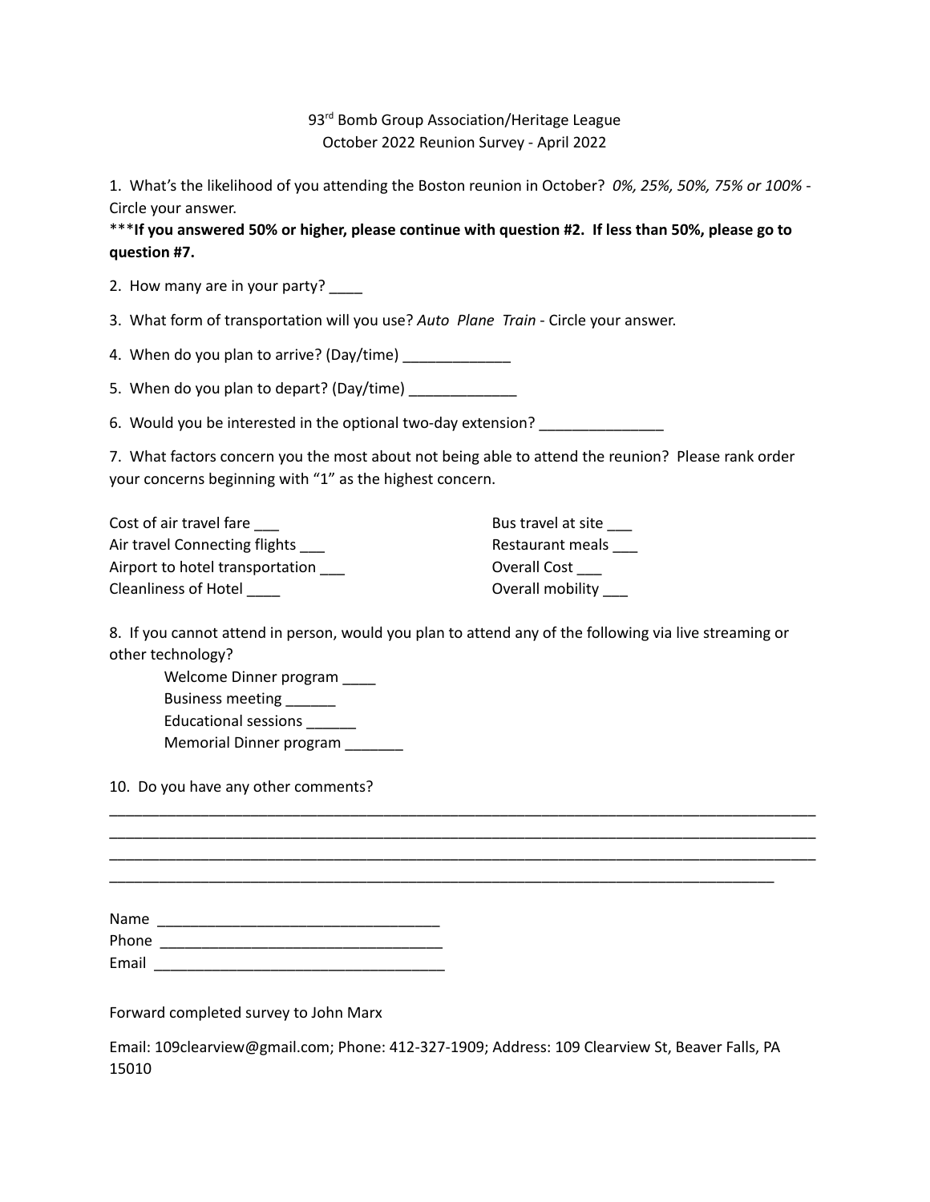93rd Bomb Group Association/Heritage League
October 2022 Reunion Survey - April 2022

1. What's the likelihood of you attending the Boston reunion in October? *0%, 25%, 50%, 75% or 100%* - Circle your answer.

***If you answered 50% or higher, please continue with question #2. If less than 50%, please go to question #7.**

2. How many are in your party? ____

3. What form of transportation will you use? *Auto Plane Train* - Circle your answer.

4. When do you plan to arrive? (Day/time) _____________

5. When do you plan to depart? (Day/time) _____________

6. Would you be interested in the optional two-day extension? _______________

7. What factors concern you the most about not being able to attend the reunion? Please rank order your concerns beginning with "1" as the highest concern.

Cost of air travel fare ___
Air travel Connecting flights ___
Airport to hotel transportation ___
Cleanliness of Hotel ____
Bus travel at site ___
Restaurant meals ___
Overall Cost ___
Overall mobility ___

8. If you cannot attend in person, would you plan to attend any of the following via live streaming or other technology?

Welcome Dinner program ____
Business meeting ______
Educational sessions ______
Memorial Dinner program _______

10. Do you have any other comments?

_______________________________________________________________________________________
_______________________________________________________________________________________
_______________________________________________________________________________________
_____________________________________________________________________________________

Name ___________________________________
Phone ___________________________________
Email ___________________________________

Forward completed survey to John Marx

Email: 109clearview@gmail.com; Phone: 412-327-1909; Address: 109 Clearview St, Beaver Falls, PA 15010